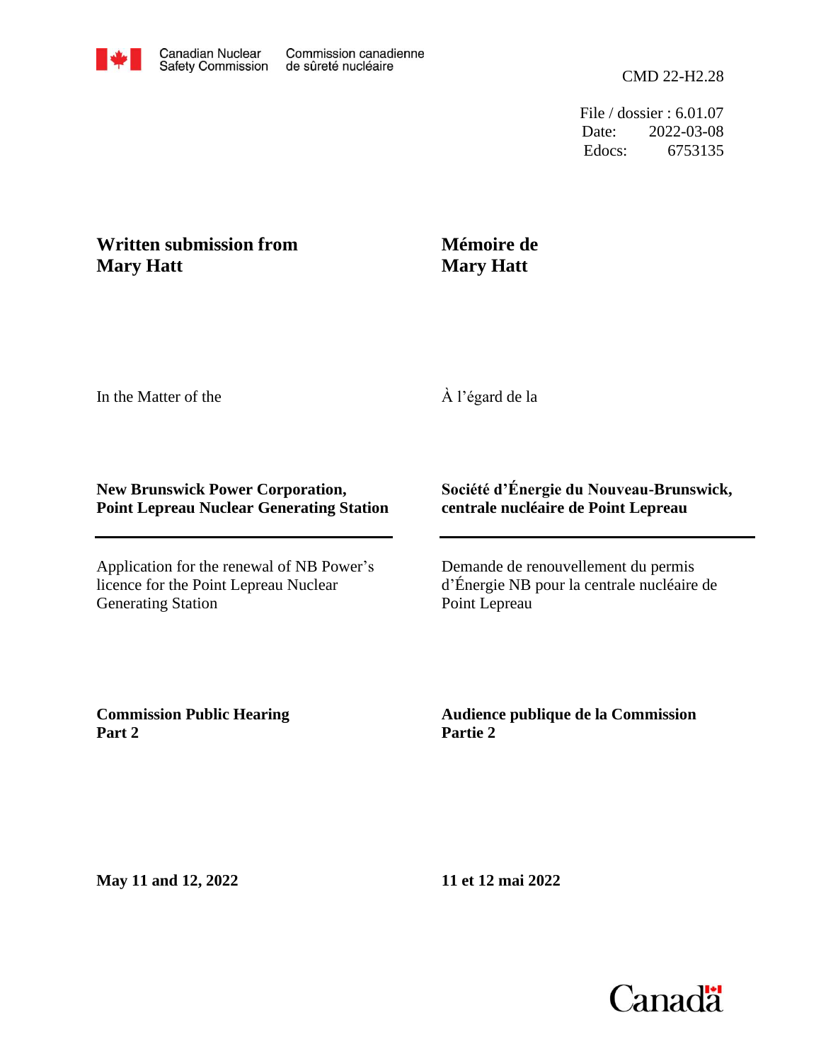Canadian Nuclear Safety Commission | Commission canadienne de sûreté nucléaire

CMD 22-H2.28

File / dossier : 6.01.07
Date: 2022-03-08
Edocs: 6753135

## Written submission from Mary Hatt

## Mémoire de Mary Hatt

In the Matter of the

À l'égard de la

**New Brunswick Power Corporation, Point Lepreau Nuclear Generating Station**

**Société d'Énergie du Nouveau-Brunswick, centrale nucléaire de Point Lepreau**

Application for the renewal of NB Power's licence for the Point Lepreau Nuclear Generating Station

Demande de renouvellement du permis d'Énergie NB pour la centrale nucléaire de Point Lepreau

**Commission Public Hearing**
**Part 2**

**Audience publique de la Commission**
**Partie 2**

**May 11 and 12, 2022**

**11 et 12 mai 2022**

Canada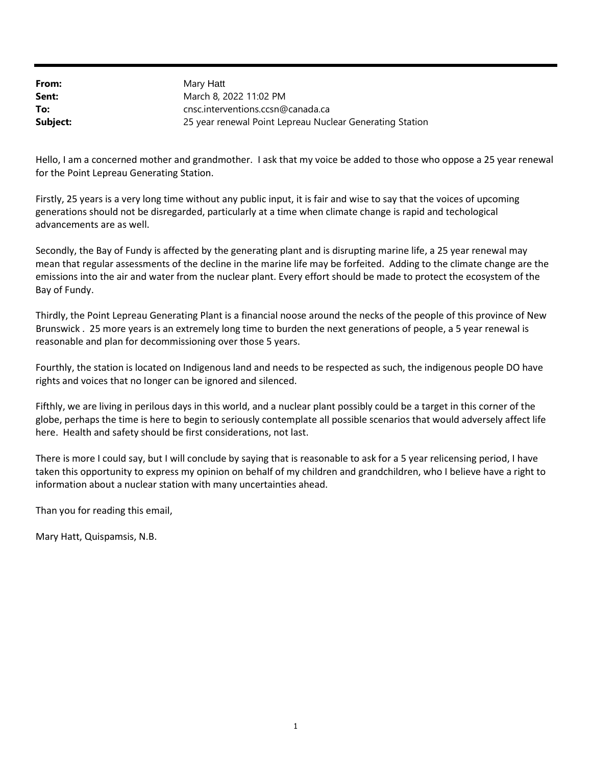| | |
|---|---|
| **From:** | Mary Hatt |
| **Sent:** | March 8, 2022 11:02 PM |
| **To:** | cnsc.interventions.ccsn@canada.ca |
| **Subject:** | 25 year renewal Point Lepreau Nuclear Generating Station |

Hello, I am a concerned mother and grandmother. I ask that my voice be added to those who oppose a 25 year renewal for the Point Lepreau Generating Station.

Firstly, 25 years is a very long time without any public input, it is fair and wise to say that the voices of upcoming generations should not be disregarded, particularly at a time when climate change is rapid and techological advancements are as well.

Secondly, the Bay of Fundy is affected by the generating plant and is disrupting marine life, a 25 year renewal may mean that regular assessments of the decline in the marine life may be forfeited. Adding to the climate change are the emissions into the air and water from the nuclear plant. Every effort should be made to protect the ecosystem of the Bay of Fundy.

Thirdly, the Point Lepreau Generating Plant is a financial noose around the necks of the people of this province of New Brunswick . 25 more years is an extremely long time to burden the next generations of people, a 5 year renewal is reasonable and plan for decommissioning over those 5 years.

Fourthly, the station is located on Indigenous land and needs to be respected as such, the indigenous people DO have rights and voices that no longer can be ignored and silenced.

Fifthly, we are living in perilous days in this world, and a nuclear plant possibly could be a target in this corner of the globe, perhaps the time is here to begin to seriously contemplate all possible scenarios that would adversely affect life here. Health and safety should be first considerations, not last.

There is more I could say, but I will conclude by saying that is reasonable to ask for a 5 year relicensing period, I have taken this opportunity to express my opinion on behalf of my children and grandchildren, who I believe have a right to information about a nuclear station with many uncertainties ahead.

Than you for reading this email,

Mary Hatt, Quispamsis, N.B.